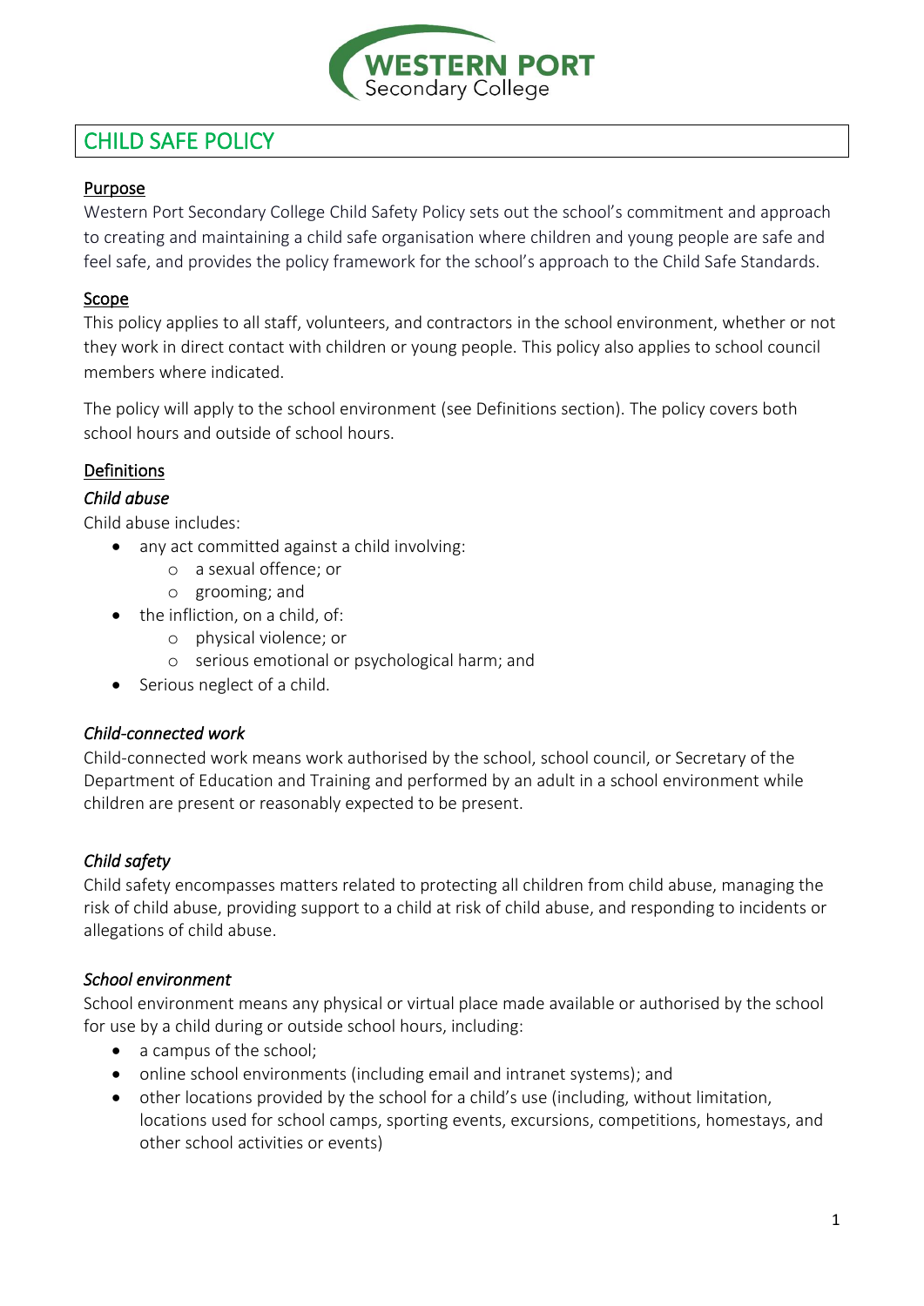WESTERN PORT
Secondary College

# CHILD SAFE POLICY

## Purpose

Western Port Secondary College Child Safety Policy sets out the school's commitment and approach to creating and maintaining a child safe organisation where children and young people are safe and feel safe, and provides the policy framework for the school's approach to the Child Safe Standards.

## Scope

This policy applies to all staff, volunteers, and contractors in the school environment, whether or not they work in direct contact with children or young people. This policy also applies to school council members where indicated.

The policy will apply to the school environment (see Definitions section). The policy covers both school hours and outside of school hours.

## Definitions

### *Child abuse*

Child abuse includes:

- any act committed against a child involving:
  - a sexual offence; or
  - grooming; and
- the infliction, on a child, of:
  - physical violence; or
  - serious emotional or psychological harm; and
- Serious neglect of a child.

### *Child-connected work*

Child-connected work means work authorised by the school, school council, or Secretary of the Department of Education and Training and performed by an adult in a school environment while children are present or reasonably expected to be present.

### *Child safety*

Child safety encompasses matters related to protecting all children from child abuse, managing the risk of child abuse, providing support to a child at risk of child abuse, and responding to incidents or allegations of child abuse.

### *School environment*

School environment means any physical or virtual place made available or authorised by the school for use by a child during or outside school hours, including:

- a campus of the school;
- online school environments (including email and intranet systems); and
- other locations provided by the school for a child's use (including, without limitation, locations used for school camps, sporting events, excursions, competitions, homestays, and other school activities or events)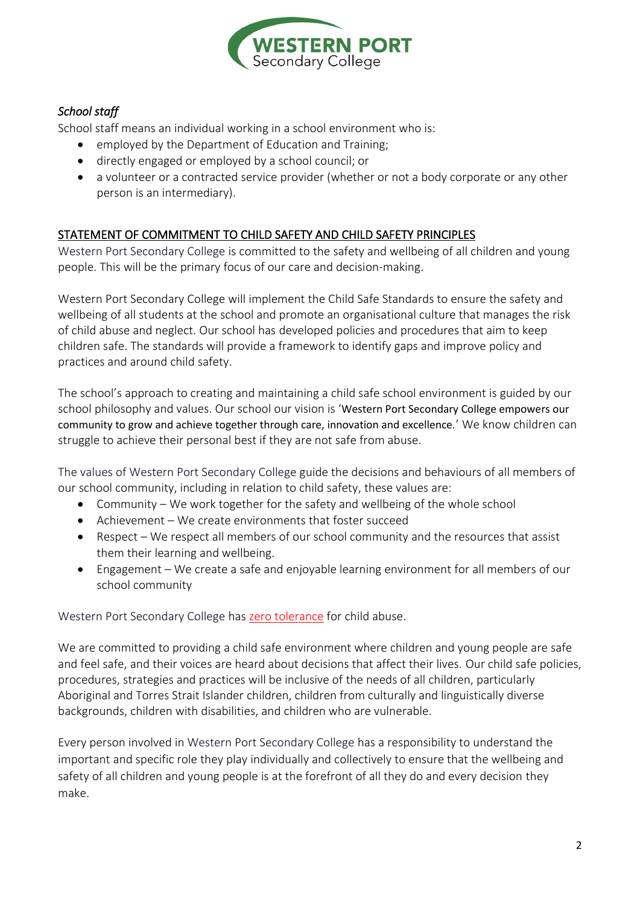*School staff*

School staff means an individual working in a school environment who is:

- employed by the Department of Education and Training;
- directly engaged or employed by a school council; or
- a volunteer or a contracted service provider (whether or not a body corporate or any other person is an intermediary).

## STATEMENT OF COMMITMENT TO CHILD SAFETY AND CHILD SAFETY PRINCIPLES

Western Port Secondary College is committed to the safety and wellbeing of all children and young people. This will be the primary focus of our care and decision-making.

Western Port Secondary College will implement the Child Safe Standards to ensure the safety and wellbeing of all students at the school and promote an organisational culture that manages the risk of child abuse and neglect. Our school has developed policies and procedures that aim to keep children safe. The standards will provide a framework to identify gaps and improve policy and practices and around child safety.

The school's approach to creating and maintaining a child safe school environment is guided by our school philosophy and values. Our school our vision is 'Western Port Secondary College empowers our community to grow and achieve together through care, innovation and excellence.' We know children can struggle to achieve their personal best if they are not safe from abuse.

The values of Western Port Secondary College guide the decisions and behaviours of all members of our school community, including in relation to child safety, these values are:

- Community – We work together for the safety and wellbeing of the whole school
- Achievement – We create environments that foster succeed
- Respect – We respect all members of our school community and the resources that assist them their learning and wellbeing.
- Engagement – We create a safe and enjoyable learning environment for all members of our school community

Western Port Secondary College has zero tolerance for child abuse.

We are committed to providing a child safe environment where children and young people are safe and feel safe, and their voices are heard about decisions that affect their lives. Our child safe policies, procedures, strategies and practices will be inclusive of the needs of all children, particularly Aboriginal and Torres Strait Islander children, children from culturally and linguistically diverse backgrounds, children with disabilities, and children who are vulnerable.

Every person involved in Western Port Secondary College has a responsibility to understand the important and specific role they play individually and collectively to ensure that the wellbeing and safety of all children and young people is at the forefront of all they do and every decision they make.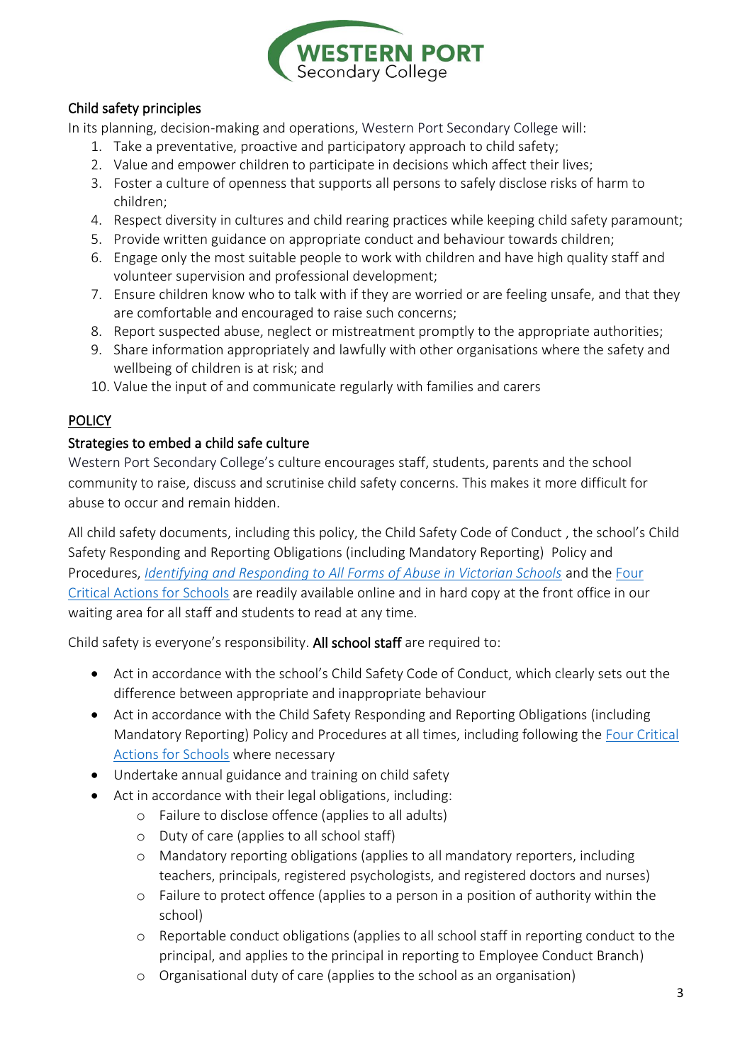### Child safety principles

In its planning, decision-making and operations, Western Port Secondary College will:

1. Take a preventative, proactive and participatory approach to child safety;
2. Value and empower children to participate in decisions which affect their lives;
3. Foster a culture of openness that supports all persons to safely disclose risks of harm to children;
4. Respect diversity in cultures and child rearing practices while keeping child safety paramount;
5. Provide written guidance on appropriate conduct and behaviour towards children;
6. Engage only the most suitable people to work with children and have high quality staff and volunteer supervision and professional development;
7. Ensure children know who to talk with if they are worried or are feeling unsafe, and that they are comfortable and encouraged to raise such concerns;
8. Report suspected abuse, neglect or mistreatment promptly to the appropriate authorities;
9. Share information appropriately and lawfully with other organisations where the safety and wellbeing of children is at risk; and
10. Value the input of and communicate regularly with families and carers

## POLICY

### Strategies to embed a child safe culture

Western Port Secondary College's culture encourages staff, students, parents and the school community to raise, discuss and scrutinise child safety concerns. This makes it more difficult for abuse to occur and remain hidden.

All child safety documents, including this policy, the Child Safety Code of Conduct , the school's Child Safety Responding and Reporting Obligations (including Mandatory Reporting) Policy and Procedures, *Identifying and Responding to All Forms of Abuse in Victorian Schools* and the Four Critical Actions for Schools are readily available online and in hard copy at the front office in our waiting area for all staff and students to read at any time.

Child safety is everyone's responsibility. **All school staff** are required to:

- Act in accordance with the school's Child Safety Code of Conduct, which clearly sets out the difference between appropriate and inappropriate behaviour
- Act in accordance with the Child Safety Responding and Reporting Obligations (including Mandatory Reporting) Policy and Procedures at all times, including following the Four Critical Actions for Schools where necessary
- Undertake annual guidance and training on child safety
- Act in accordance with their legal obligations, including:
  - Failure to disclose offence (applies to all adults)
  - Duty of care (applies to all school staff)
  - Mandatory reporting obligations (applies to all mandatory reporters, including teachers, principals, registered psychologists, and registered doctors and nurses)
  - Failure to protect offence (applies to a person in a position of authority within the school)
  - Reportable conduct obligations (applies to all school staff in reporting conduct to the principal, and applies to the principal in reporting to Employee Conduct Branch)
  - Organisational duty of care (applies to the school as an organisation)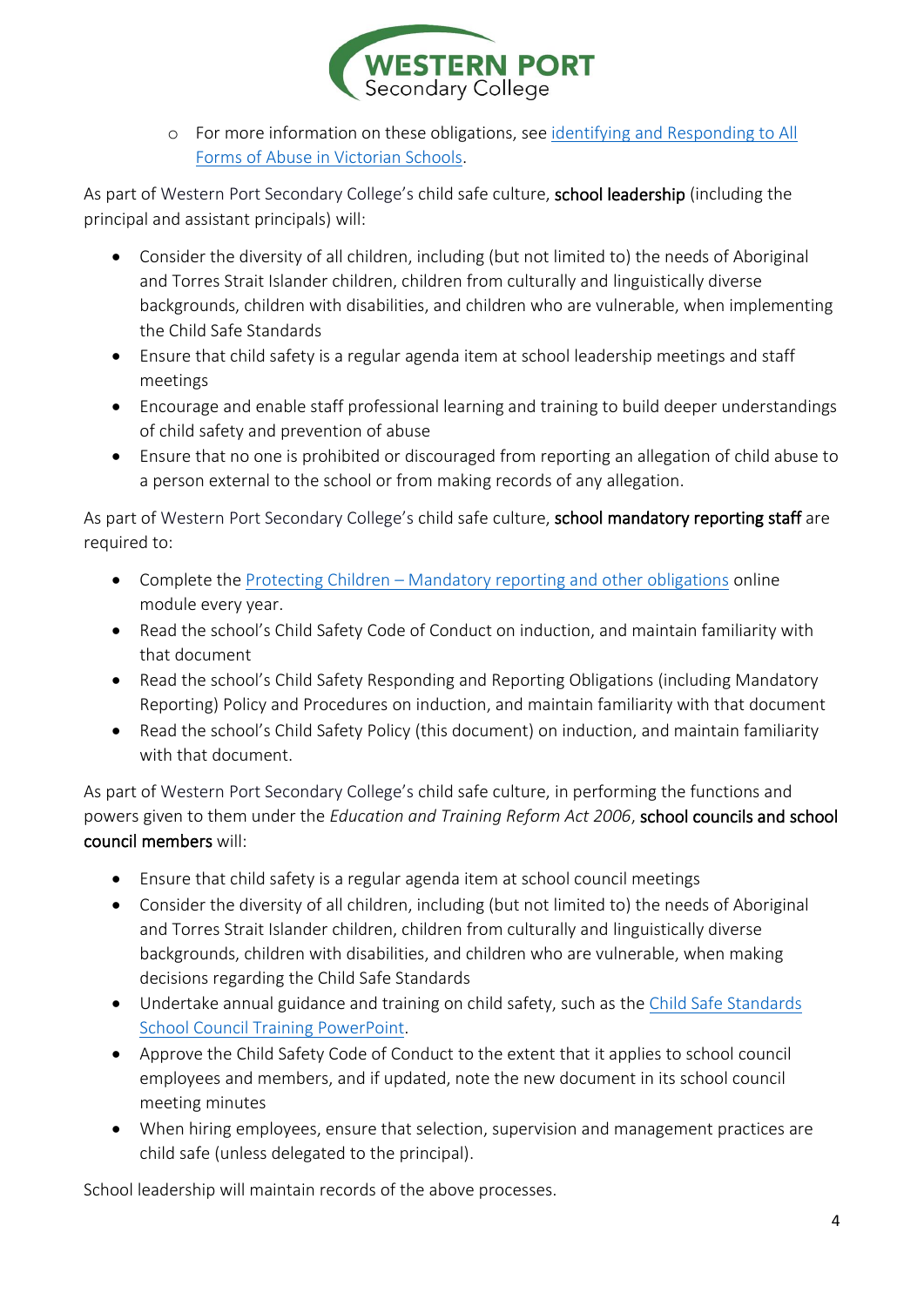- For more information on these obligations, see [identifying and Responding to All Forms of Abuse in Victorian Schools](#).

As part of Western Port Secondary College's child safe culture, **school leadership** (including the principal and assistant principals) will:

- Consider the diversity of all children, including (but not limited to) the needs of Aboriginal and Torres Strait Islander children, children from culturally and linguistically diverse backgrounds, children with disabilities, and children who are vulnerable, when implementing the Child Safe Standards
- Ensure that child safety is a regular agenda item at school leadership meetings and staff meetings
- Encourage and enable staff professional learning and training to build deeper understandings of child safety and prevention of abuse
- Ensure that no one is prohibited or discouraged from reporting an allegation of child abuse to a person external to the school or from making records of any allegation.

As part of Western Port Secondary College's child safe culture, **school mandatory reporting staff** are required to:

- Complete the [Protecting Children – Mandatory reporting and other obligations](#) online module every year.
- Read the school's Child Safety Code of Conduct on induction, and maintain familiarity with that document
- Read the school's Child Safety Responding and Reporting Obligations (including Mandatory Reporting) Policy and Procedures on induction, and maintain familiarity with that document
- Read the school's Child Safety Policy (this document) on induction, and maintain familiarity with that document.

As part of Western Port Secondary College's child safe culture, in performing the functions and powers given to them under the *Education and Training Reform Act 2006*, **school councils and school council members** will:

- Ensure that child safety is a regular agenda item at school council meetings
- Consider the diversity of all children, including (but not limited to) the needs of Aboriginal and Torres Strait Islander children, children from culturally and linguistically diverse backgrounds, children with disabilities, and children who are vulnerable, when making decisions regarding the Child Safe Standards
- Undertake annual guidance and training on child safety, such as the [Child Safe Standards School Council Training PowerPoint](#).
- Approve the Child Safety Code of Conduct to the extent that it applies to school council employees and members, and if updated, note the new document in its school council meeting minutes
- When hiring employees, ensure that selection, supervision and management practices are child safe (unless delegated to the principal).

School leadership will maintain records of the above processes.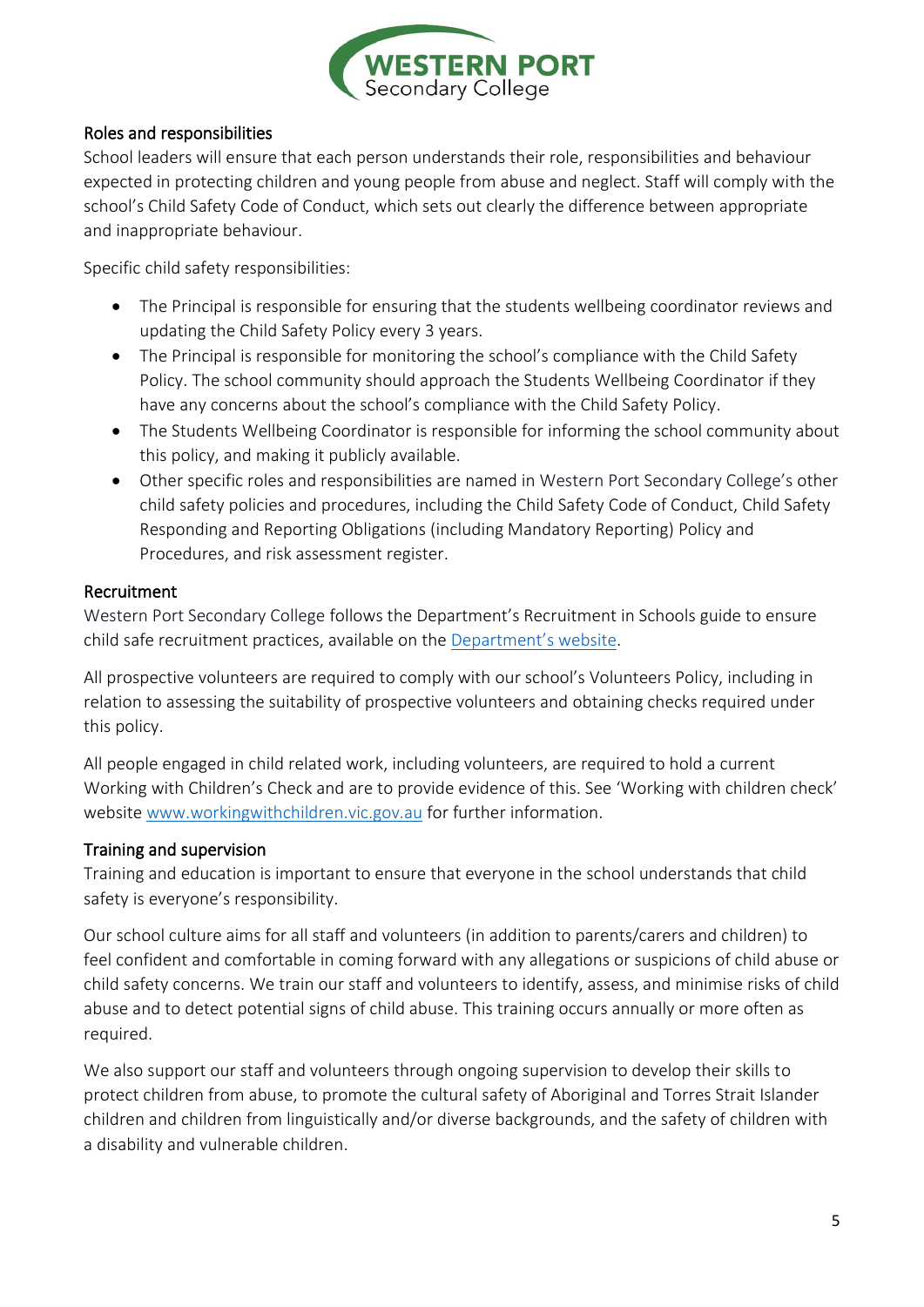## Roles and responsibilities

School leaders will ensure that each person understands their role, responsibilities and behaviour expected in protecting children and young people from abuse and neglect. Staff will comply with the school's Child Safety Code of Conduct, which sets out clearly the difference between appropriate and inappropriate behaviour.

Specific child safety responsibilities:

- The Principal is responsible for ensuring that the students wellbeing coordinator reviews and updating the Child Safety Policy every 3 years.
- The Principal is responsible for monitoring the school's compliance with the Child Safety Policy. The school community should approach the Students Wellbeing Coordinator if they have any concerns about the school's compliance with the Child Safety Policy.
- The Students Wellbeing Coordinator is responsible for informing the school community about this policy, and making it publicly available.
- Other specific roles and responsibilities are named in Western Port Secondary College's other child safety policies and procedures, including the Child Safety Code of Conduct, Child Safety Responding and Reporting Obligations (including Mandatory Reporting) Policy and Procedures, and risk assessment register.

## Recruitment

Western Port Secondary College follows the Department's Recruitment in Schools guide to ensure child safe recruitment practices, available on the [Department's website](Department's website).

All prospective volunteers are required to comply with our school's Volunteers Policy, including in relation to assessing the suitability of prospective volunteers and obtaining checks required under this policy.

All people engaged in child related work, including volunteers, are required to hold a current Working with Children's Check and are to provide evidence of this. See 'Working with children check' website [www.workingwithchildren.vic.gov.au](www.workingwithchildren.vic.gov.au) for further information.

## Training and supervision

Training and education is important to ensure that everyone in the school understands that child safety is everyone's responsibility.

Our school culture aims for all staff and volunteers (in addition to parents/carers and children) to feel confident and comfortable in coming forward with any allegations or suspicions of child abuse or child safety concerns. We train our staff and volunteers to identify, assess, and minimise risks of child abuse and to detect potential signs of child abuse. This training occurs annually or more often as required.

We also support our staff and volunteers through ongoing supervision to develop their skills to protect children from abuse, to promote the cultural safety of Aboriginal and Torres Strait Islander children and children from linguistically and/or diverse backgrounds, and the safety of children with a disability and vulnerable children.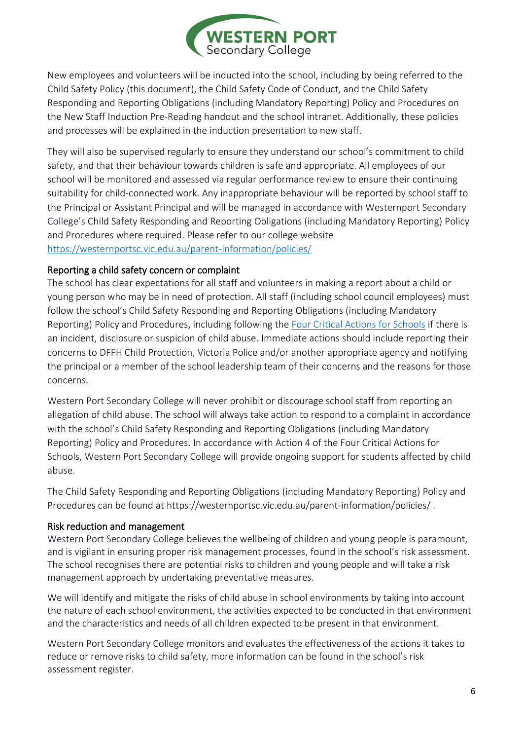New employees and volunteers will be inducted into the school, including by being referred to the Child Safety Policy (this document), the Child Safety Code of Conduct, and the Child Safety Responding and Reporting Obligations (including Mandatory Reporting) Policy and Procedures on the New Staff Induction Pre-Reading handout and the school intranet. Additionally, these policies and processes will be explained in the induction presentation to new staff.

They will also be supervised regularly to ensure they understand our school's commitment to child safety, and that their behaviour towards children is safe and appropriate. All employees of our school will be monitored and assessed via regular performance review to ensure their continuing suitability for child-connected work. Any inappropriate behaviour will be reported by school staff to the Principal or Assistant Principal and will be managed in accordance with Westernport Secondary College's Child Safety Responding and Reporting Obligations (including Mandatory Reporting) Policy and Procedures where required. Please refer to our college website [https://westernportsc.vic.edu.au/parent-information/policies/](https://westernportsc.vic.edu.au/parent-information/policies/)

## Reporting a child safety concern or complaint

The school has clear expectations for all staff and volunteers in making a report about a child or young person who may be in need of protection. All staff (including school council employees) must follow the school's Child Safety Responding and Reporting Obligations (including Mandatory Reporting) Policy and Procedures, including following the [Four Critical Actions for Schools]() if there is an incident, disclosure or suspicion of child abuse. Immediate actions should include reporting their concerns to DFFH Child Protection, Victoria Police and/or another appropriate agency and notifying the principal or a member of the school leadership team of their concerns and the reasons for those concerns.

Western Port Secondary College will never prohibit or discourage school staff from reporting an allegation of child abuse. The school will always take action to respond to a complaint in accordance with the school's Child Safety Responding and Reporting Obligations (including Mandatory Reporting) Policy and Procedures. In accordance with Action 4 of the Four Critical Actions for Schools, Western Port Secondary College will provide ongoing support for students affected by child abuse.

The Child Safety Responding and Reporting Obligations (including Mandatory Reporting) Policy and Procedures can be found at https://westernportsc.vic.edu.au/parent-information/policies/ .

## Risk reduction and management

Western Port Secondary College believes the wellbeing of children and young people is paramount, and is vigilant in ensuring proper risk management processes, found in the school's risk assessment. The school recognises there are potential risks to children and young people and will take a risk management approach by undertaking preventative measures.

We will identify and mitigate the risks of child abuse in school environments by taking into account the nature of each school environment, the activities expected to be conducted in that environment and the characteristics and needs of all children expected to be present in that environment.

Western Port Secondary College monitors and evaluates the effectiveness of the actions it takes to reduce or remove risks to child safety, more information can be found in the school's risk assessment register.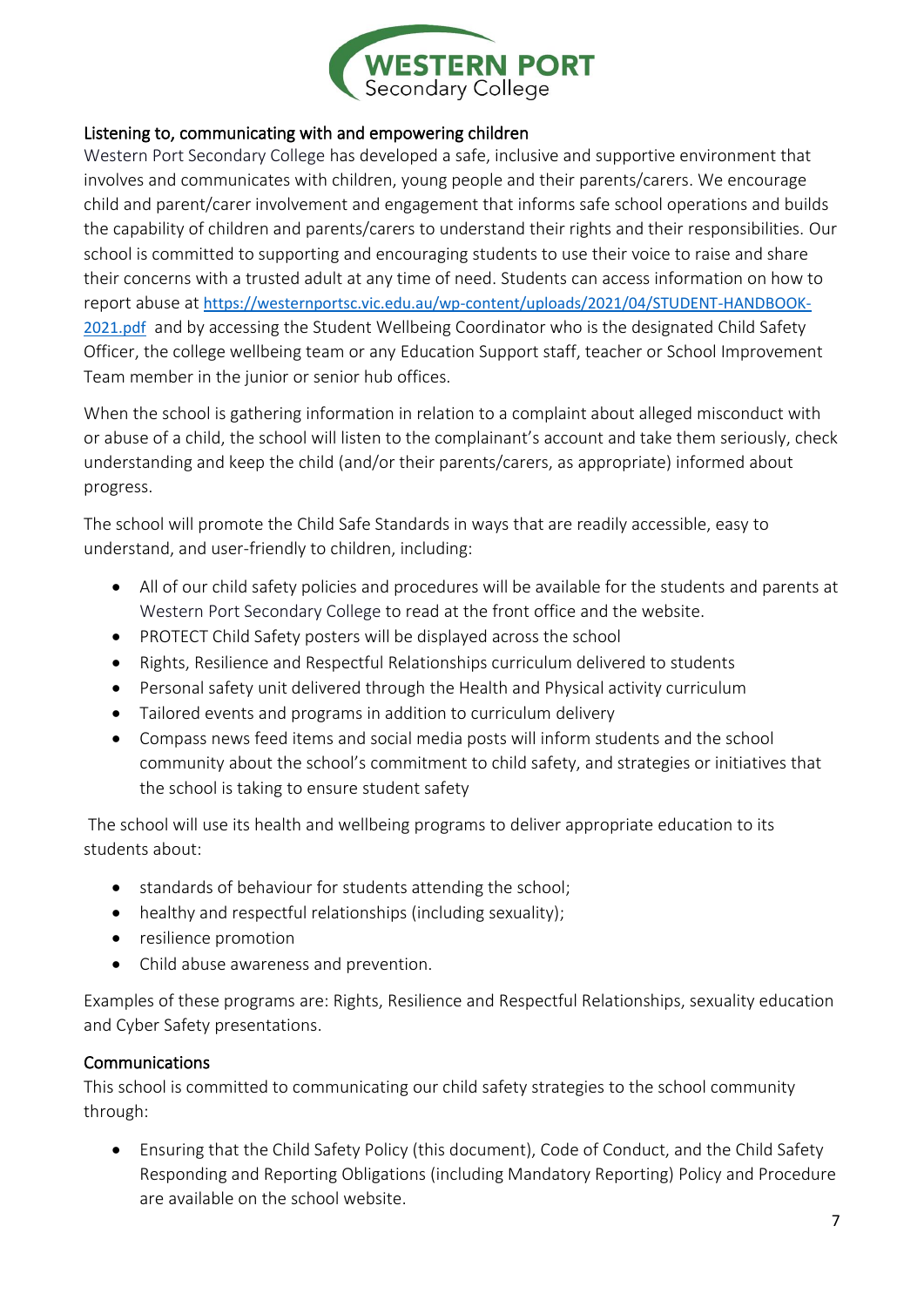## Listening to, communicating with and empowering children

Western Port Secondary College has developed a safe, inclusive and supportive environment that involves and communicates with children, young people and their parents/carers. We encourage child and parent/carer involvement and engagement that informs safe school operations and builds the capability of children and parents/carers to understand their rights and their responsibilities. Our school is committed to supporting and encouraging students to use their voice to raise and share their concerns with a trusted adult at any time of need. Students can access information on how to report abuse at https://westernportsc.vic.edu.au/wp-content/uploads/2021/04/STUDENT-HANDBOOK-2021.pdf and by accessing the Student Wellbeing Coordinator who is the designated Child Safety Officer, the college wellbeing team or any Education Support staff, teacher or School Improvement Team member in the junior or senior hub offices.

When the school is gathering information in relation to a complaint about alleged misconduct with or abuse of a child, the school will listen to the complainant's account and take them seriously, check understanding and keep the child (and/or their parents/carers, as appropriate) informed about progress.

The school will promote the Child Safe Standards in ways that are readily accessible, easy to understand, and user-friendly to children, including:

- All of our child safety policies and procedures will be available for the students and parents at Western Port Secondary College to read at the front office and the website.
- PROTECT Child Safety posters will be displayed across the school
- Rights, Resilience and Respectful Relationships curriculum delivered to students
- Personal safety unit delivered through the Health and Physical activity curriculum
- Tailored events and programs in addition to curriculum delivery
- Compass news feed items and social media posts will inform students and the school community about the school's commitment to child safety, and strategies or initiatives that the school is taking to ensure student safety

The school will use its health and wellbeing programs to deliver appropriate education to its students about:

- standards of behaviour for students attending the school;
- healthy and respectful relationships (including sexuality);
- resilience promotion
- Child abuse awareness and prevention.

Examples of these programs are: Rights, Resilience and Respectful Relationships, sexuality education and Cyber Safety presentations.

## Communications

This school is committed to communicating our child safety strategies to the school community through:

- Ensuring that the Child Safety Policy (this document), Code of Conduct, and the Child Safety Responding and Reporting Obligations (including Mandatory Reporting) Policy and Procedure are available on the school website.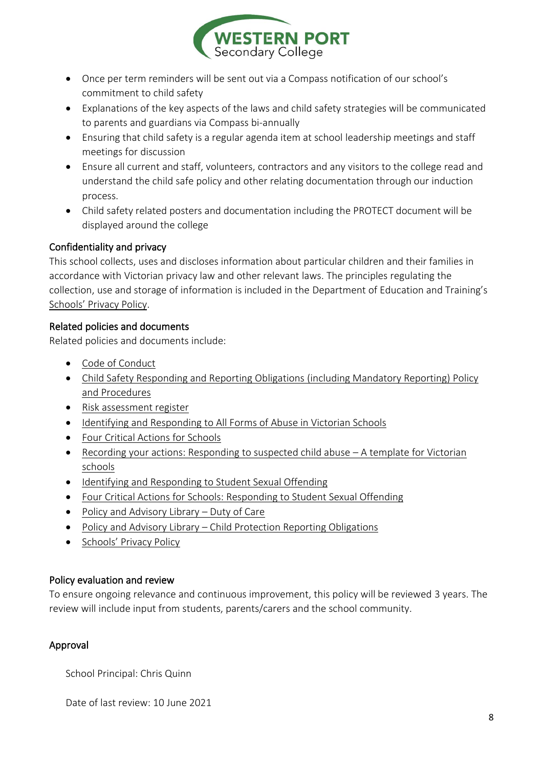- Once per term reminders will be sent out via a Compass notification of our school's commitment to child safety
- Explanations of the key aspects of the laws and child safety strategies will be communicated to parents and guardians via Compass bi-annually
- Ensuring that child safety is a regular agenda item at school leadership meetings and staff meetings for discussion
- Ensure all current and staff, volunteers, contractors and any visitors to the college read and understand the child safe policy and other relating documentation through our induction process.
- Child safety related posters and documentation including the PROTECT document will be displayed around the college

## Confidentiality and privacy

This school collects, uses and discloses information about particular children and their families in accordance with Victorian privacy law and other relevant laws. The principles regulating the collection, use and storage of information is included in the Department of Education and Training's Schools' Privacy Policy.

## Related policies and documents

Related policies and documents include:

- Code of Conduct
- Child Safety Responding and Reporting Obligations (including Mandatory Reporting) Policy and Procedures
- Risk assessment register
- Identifying and Responding to All Forms of Abuse in Victorian Schools
- Four Critical Actions for Schools
- Recording your actions: Responding to suspected child abuse – A template for Victorian schools
- Identifying and Responding to Student Sexual Offending
- Four Critical Actions for Schools: Responding to Student Sexual Offending
- Policy and Advisory Library – Duty of Care
- Policy and Advisory Library – Child Protection Reporting Obligations
- Schools' Privacy Policy

## Policy evaluation and review

To ensure ongoing relevance and continuous improvement, this policy will be reviewed 3 years. The review will include input from students, parents/carers and the school community.

## Approval

School Principal: Chris Quinn

Date of last review: 10 June 2021